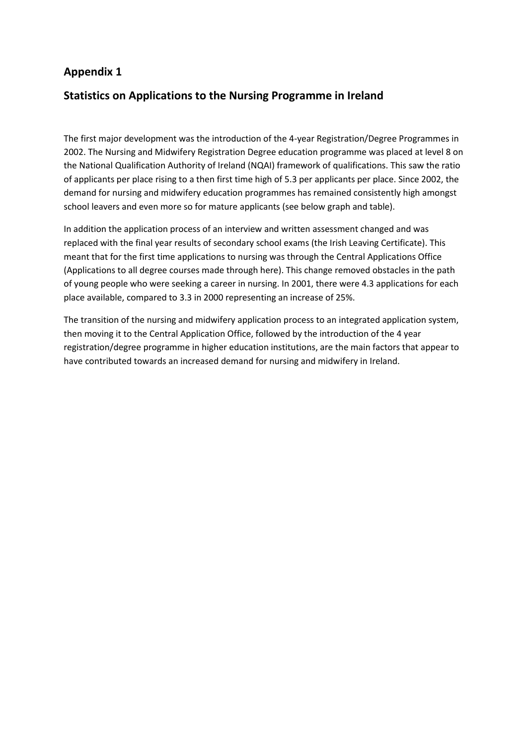## Appendix 1

## Statistics on Applications to the Nursing Programme in Ireland

The first major development was the introduction of the 4-year Registration/Degree Programmes in 2002. The Nursing and Midwifery Registration Degree education programme was placed at level 8 on the National Qualification Authority of Ireland (NQAI) framework of qualifications. This saw the ratio of applicants per place rising to a then first time high of 5.3 per applicants per place. Since 2002, the demand for nursing and midwifery education programmes has remained consistently high amongst school leavers and even more so for mature applicants (see below graph and table).

In addition the application process of an interview and written assessment changed and was replaced with the final year results of secondary school exams (the Irish Leaving Certificate). This meant that for the first time applications to nursing was through the Central Applications Office (Applications to all degree courses made through here). This change removed obstacles in the path of young people who were seeking a career in nursing. In 2001, there were 4.3 applications for each place available, compared to 3.3 in 2000 representing an increase of 25%.

The transition of the nursing and midwifery application process to an integrated application system, then moving it to the Central Application Office, followed by the introduction of the 4 year registration/degree programme in higher education institutions, are the main factors that appear to have contributed towards an increased demand for nursing and midwifery in Ireland.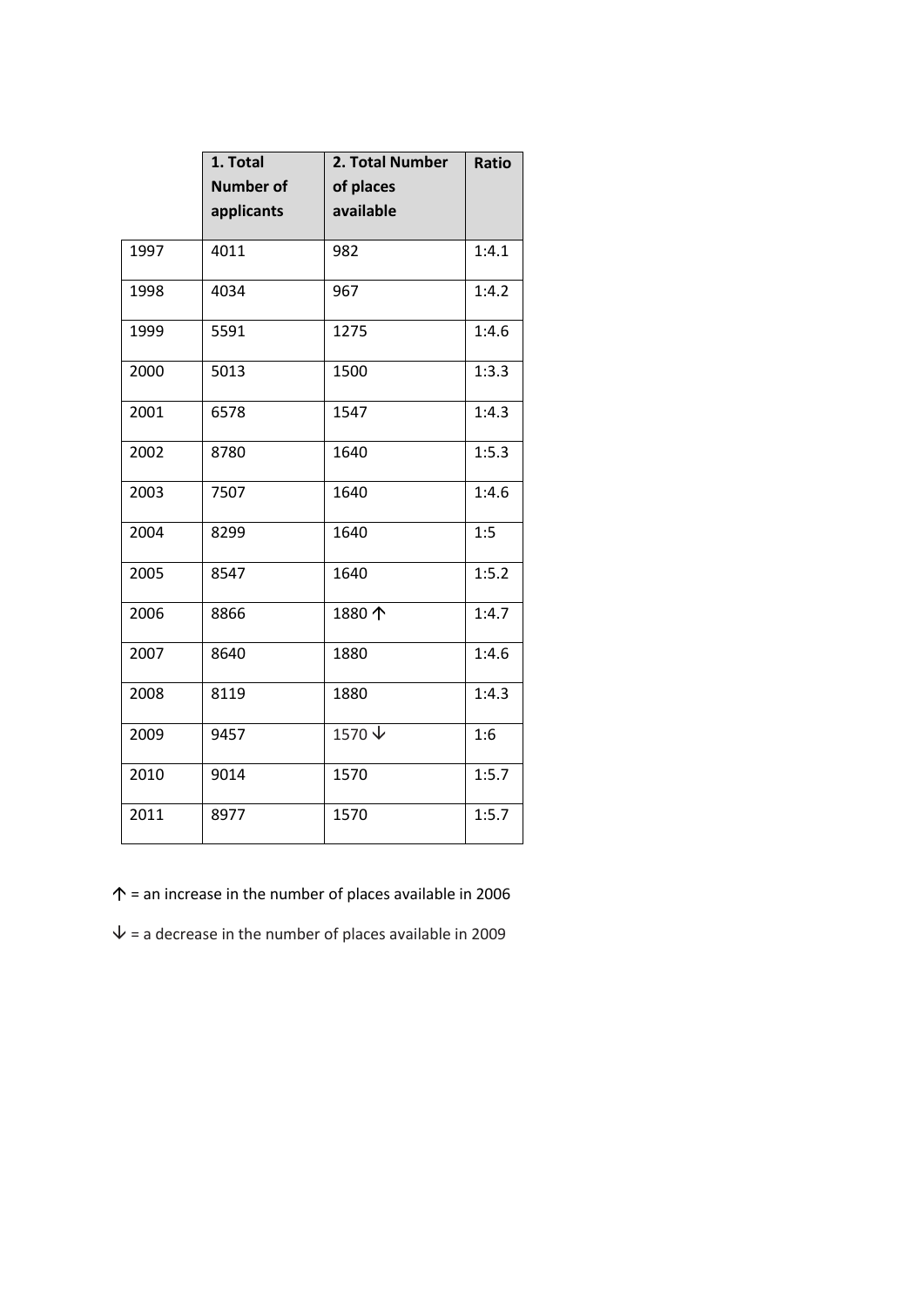| | 1. Total Number of applicants | 2. Total Number of places available | Ratio |
|---|---|---|---|
| 1997 | 4011 | 982 | 1:4.1 |
| 1998 | 4034 | 967 | 1:4.2 |
| 1999 | 5591 | 1275 | 1:4.6 |
| 2000 | 5013 | 1500 | 1:3.3 |
| 2001 | 6578 | 1547 | 1:4.3 |
| 2002 | 8780 | 1640 | 1:5.3 |
| 2003 | 7507 | 1640 | 1:4.6 |
| 2004 | 8299 | 1640 | 1:5 |
| 2005 | 8547 | 1640 | 1:5.2 |
| 2006 | 8866 | 1880 ↑ | 1:4.7 |
| 2007 | 8640 | 1880 | 1:4.6 |
| 2008 | 8119 | 1880 | 1:4.3 |
| 2009 | 9457 | 1570 ↓ | 1:6 |
| 2010 | 9014 | 1570 | 1:5.7 |
| 2011 | 8977 | 1570 | 1:5.7 |

↑ = an increase in the number of places available in 2006

↓ = a decrease in the number of places available in 2009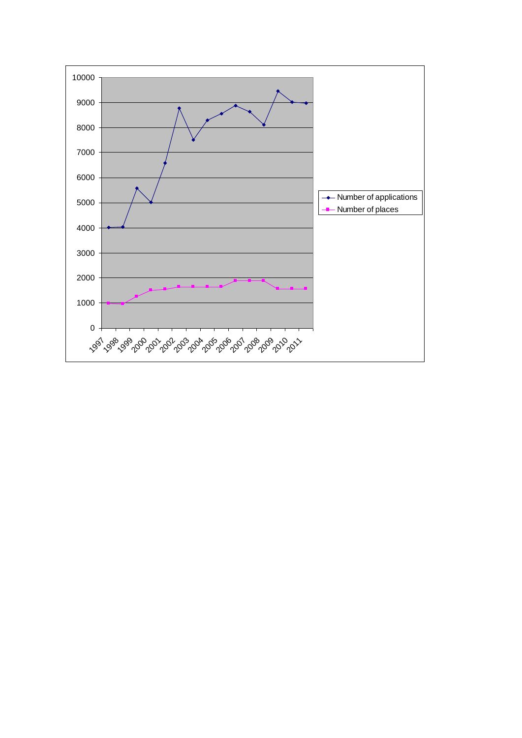10000
9000
8000
7000
6000
5000
4000
3000
2000
1000
0

1997 1998 1999 2000 2001 2002 2003 2004 2005 2006 2007 2008 2009 2010 2011

Number of applications
Number of places